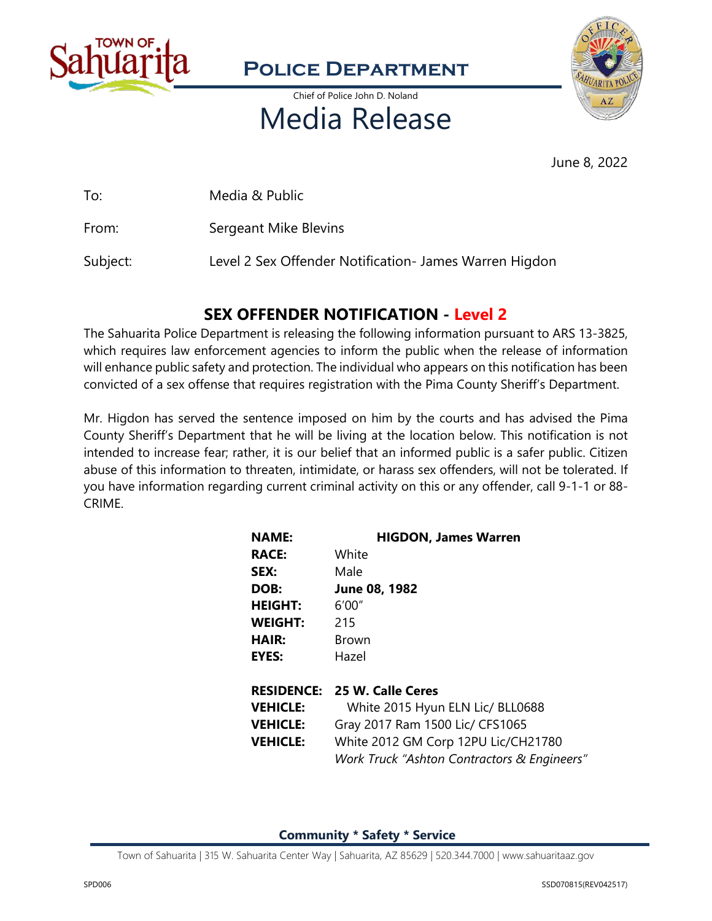# Police Department

Chief of Police John D. Noland

# Media Release

June 8, 2022

To: Media & Public

From: Sergeant Mike Blevins

Subject: Level 2 Sex Offender Notification- James Warren Higdon

## SEX OFFENDER NOTIFICATION - Level 2

The Sahuarita Police Department is releasing the following information pursuant to ARS 13-3825, which requires law enforcement agencies to inform the public when the release of information will enhance public safety and protection. The individual who appears on this notification has been convicted of a sex offense that requires registration with the Pima County Sheriff's Department.

Mr. Higdon has served the sentence imposed on him by the courts and has advised the Pima County Sheriff's Department that he will be living at the location below. This notification is not intended to increase fear; rather, it is our belief that an informed public is a safer public. Citizen abuse of this information to threaten, intimidate, or harass sex offenders, will not be tolerated. If you have information regarding current criminal activity on this or any offender, call 9-1-1 or 88-CRIME.

**NAME:** **HIGDON, James Warren**
**RACE:** White
**SEX:** Male
**DOB:** **June 08, 1982**
**HEIGHT:** 6'00"
**WEIGHT:** 215
**HAIR:** Brown
**EYES:** Hazel

**RESIDENCE:** **25 W. Calle Ceres**
**VEHICLE:** White 2015 Hyun ELN Lic/ BLL0688
**VEHICLE:** Gray 2017 Ram 1500 Lic/ CFS1065
**VEHICLE:** White 2012 GM Corp 12PU Lic/CH21780
*Work Truck "Ashton Contractors & Engineers"*

**Community * Safety * Service**

Town of Sahuarita | 315 W. Sahuarita Center Way | Sahuarita, AZ 85629 | 520.344.7000 | www.sahuaritaaz.gov

SPD006 SSD070815(REV042517)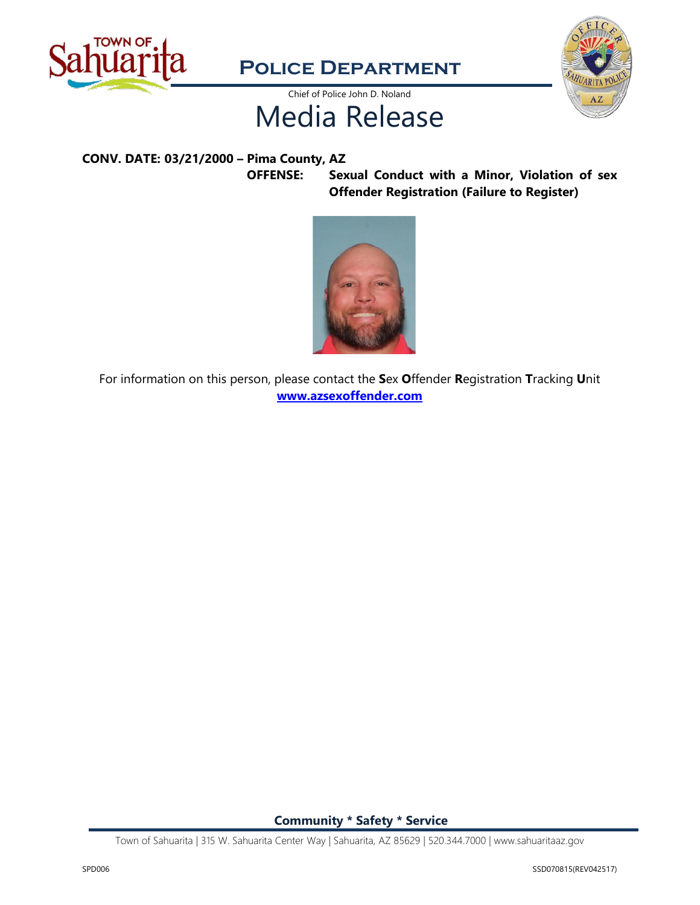# Police Department

Chief of Police John D. Noland

# Media Release

**CONV. DATE: 03/21/2000 – Pima County, AZ**

**OFFENSE: Sexual Conduct with a Minor, Violation of sex Offender Registration (Failure to Register)**

For information on this person, please contact the **S**ex **O**ffender **R**egistration **T**racking **U**nit
**www.azsexoffender.com**

**Community * Safety * Service**

Town of Sahuarita | 315 W. Sahuarita Center Way | Sahuarita, AZ 85629 | 520.344.7000 | www.sahuaritaaz.gov

SPD006 SSD070815(REV042517)